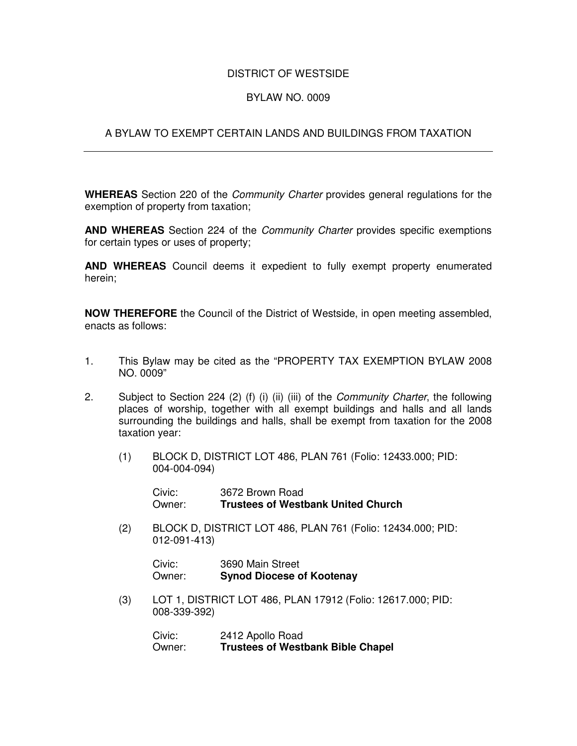# DISTRICT OF WESTSIDE

## BYLAW NO. 0009

## A BYLAW TO EXEMPT CERTAIN LANDS AND BUILDINGS FROM TAXATION

---

**WHEREAS** Section 220 of the *Community Charter* provides general regulations for the exemption of property from taxation;

**AND WHEREAS** Section 224 of the *Community Charter* provides specific exemptions for certain types or uses of property;

**AND WHEREAS** Council deems it expedient to fully exempt property enumerated herein;

**NOW THEREFORE** the Council of the District of Westside, in open meeting assembled, enacts as follows:

1. This Bylaw may be cited as the "PROPERTY TAX EXEMPTION BYLAW 2008 NO. 0009"

2. Subject to Section 224 (2) (f) (i) (ii) (iii) of the *Community Charter*, the following places of worship, together with all exempt buildings and halls and all lands surrounding the buildings and halls, shall be exempt from taxation for the 2008 taxation year:

   (1) BLOCK D, DISTRICT LOT 486, PLAN 761 (Folio: 12433.000; PID: 004-004-094)

   Civic: 3672 Brown Road
   Owner: **Trustees of Westbank United Church**

   (2) BLOCK D, DISTRICT LOT 486, PLAN 761 (Folio: 12434.000; PID: 012-091-413)

   Civic: 3690 Main Street
   Owner: **Synod Diocese of Kootenay**

   (3) LOT 1, DISTRICT LOT 486, PLAN 17912 (Folio: 12617.000; PID: 008-339-392)

   Civic: 2412 Apollo Road
   Owner: **Trustees of Westbank Bible Chapel**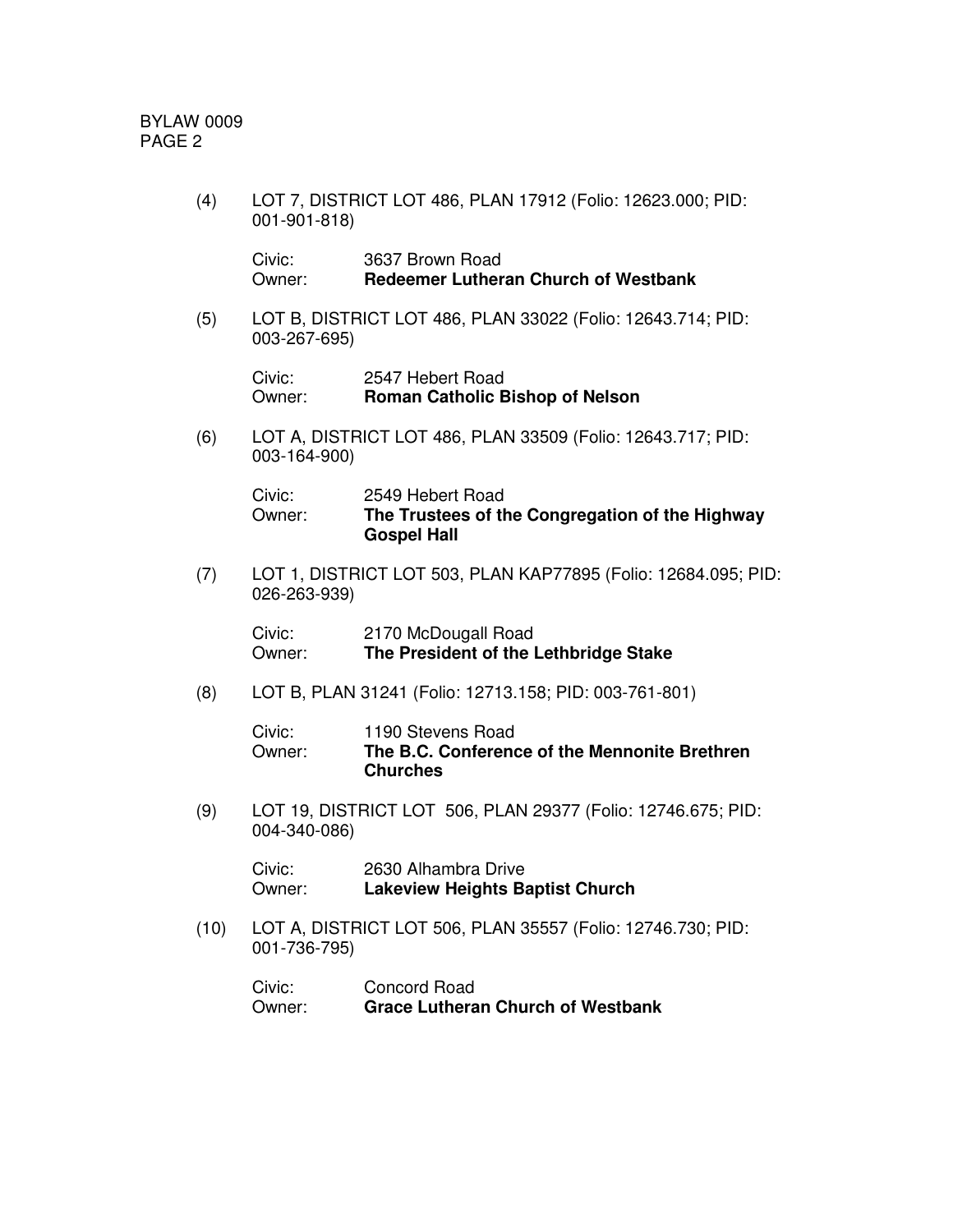(4) LOT 7, DISTRICT LOT 486, PLAN 17912 (Folio: 12623.000; PID: 001-901-818)

Civic: 3637 Brown Road
Owner: **Redeemer Lutheran Church of Westbank**

(5) LOT B, DISTRICT LOT 486, PLAN 33022 (Folio: 12643.714; PID: 003-267-695)

Civic: 2547 Hebert Road
Owner: **Roman Catholic Bishop of Nelson**

(6) LOT A, DISTRICT LOT 486, PLAN 33509 (Folio: 12643.717; PID: 003-164-900)

Civic: 2549 Hebert Road
Owner: **The Trustees of the Congregation of the Highway Gospel Hall**

(7) LOT 1, DISTRICT LOT 503, PLAN KAP77895 (Folio: 12684.095; PID: 026-263-939)

Civic: 2170 McDougall Road
Owner: **The President of the Lethbridge Stake**

(8) LOT B, PLAN 31241 (Folio: 12713.158; PID: 003-761-801)

Civic: 1190 Stevens Road
Owner: **The B.C. Conference of the Mennonite Brethren Churches**

(9) LOT 19, DISTRICT LOT 506, PLAN 29377 (Folio: 12746.675; PID: 004-340-086)

Civic: 2630 Alhambra Drive
Owner: **Lakeview Heights Baptist Church**

(10) LOT A, DISTRICT LOT 506, PLAN 35557 (Folio: 12746.730; PID: 001-736-795)

Civic: Concord Road
Owner: **Grace Lutheran Church of Westbank**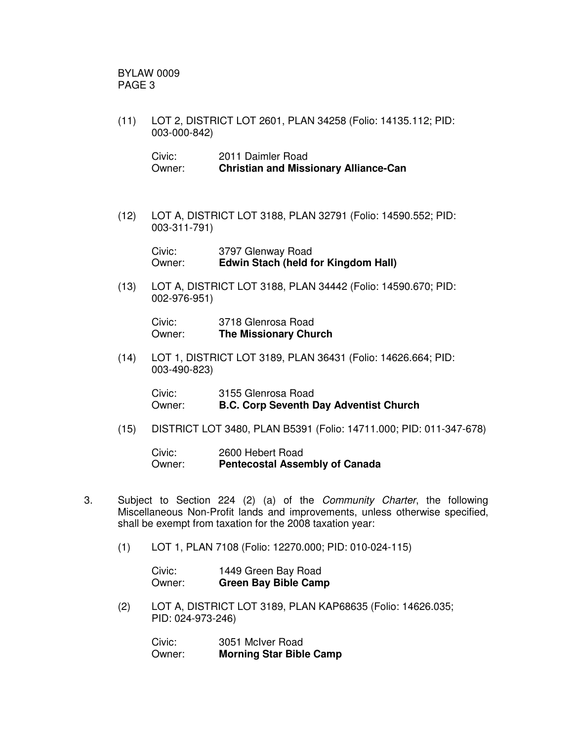(11) LOT 2, DISTRICT LOT 2601, PLAN 34258 (Folio: 14135.112; PID: 003-000-842)

Civic: 2011 Daimler Road
Owner: **Christian and Missionary Alliance-Can**

(12) LOT A, DISTRICT LOT 3188, PLAN 32791 (Folio: 14590.552; PID: 003-311-791)

Civic: 3797 Glenway Road
Owner: **Edwin Stach (held for Kingdom Hall)**

(13) LOT A, DISTRICT LOT 3188, PLAN 34442 (Folio: 14590.670; PID: 002-976-951)

Civic: 3718 Glenrosa Road
Owner: **The Missionary Church**

(14) LOT 1, DISTRICT LOT 3189, PLAN 36431 (Folio: 14626.664; PID: 003-490-823)

Civic: 3155 Glenrosa Road
Owner: **B.C. Corp Seventh Day Adventist Church**

(15) DISTRICT LOT 3480, PLAN B5391 (Folio: 14711.000; PID: 011-347-678)

Civic: 2600 Hebert Road
Owner: **Pentecostal Assembly of Canada**

3. Subject to Section 224 (2) (a) of the *Community Charter*, the following Miscellaneous Non-Profit lands and improvements, unless otherwise specified, shall be exempt from taxation for the 2008 taxation year:

(1) LOT 1, PLAN 7108 (Folio: 12270.000; PID: 010-024-115)

Civic: 1449 Green Bay Road
Owner: **Green Bay Bible Camp**

(2) LOT A, DISTRICT LOT 3189, PLAN KAP68635 (Folio: 14626.035; PID: 024-973-246)

Civic: 3051 McIver Road
Owner: **Morning Star Bible Camp**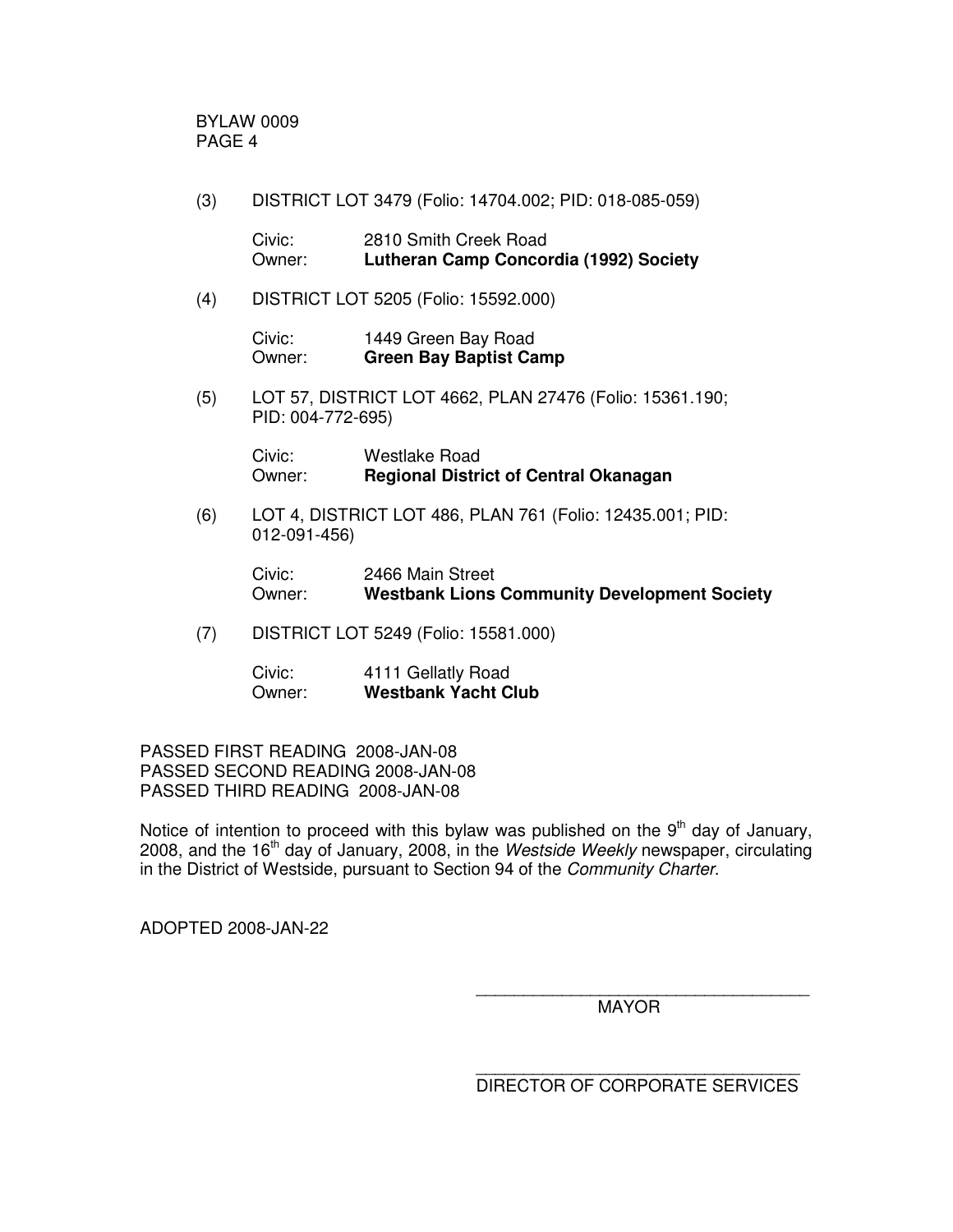(3) DISTRICT LOT 3479 (Folio: 14704.002; PID: 018-085-059)

Civic: 2810 Smith Creek Road
Owner: **Lutheran Camp Concordia (1992) Society**

(4) DISTRICT LOT 5205 (Folio: 15592.000)

Civic: 1449 Green Bay Road
Owner: **Green Bay Baptist Camp**

(5) LOT 57, DISTRICT LOT 4662, PLAN 27476 (Folio: 15361.190; PID: 004-772-695)

Civic: Westlake Road
Owner: **Regional District of Central Okanagan**

(6) LOT 4, DISTRICT LOT 486, PLAN 761 (Folio: 12435.001; PID: 012-091-456)

Civic: 2466 Main Street
Owner: **Westbank Lions Community Development Society**

(7) DISTRICT LOT 5249 (Folio: 15581.000)

Civic: 4111 Gellatly Road
Owner: **Westbank Yacht Club**

PASSED FIRST READING 2008-JAN-08
PASSED SECOND READING 2008-JAN-08
PASSED THIRD READING 2008-JAN-08

Notice of intention to proceed with this bylaw was published on the 9th day of January, 2008, and the 16th day of January, 2008, in the *Westside Weekly* newspaper, circulating in the District of Westside, pursuant to Section 94 of the *Community Charter*.

ADOPTED 2008-JAN-22

\_\_\_\_\_\_\_\_\_\_\_\_\_\_\_\_\_\_\_\_\_\_\_\_\_\_\_\_\_\_\_\_\_\_\_\_
MAYOR

\_\_\_\_\_\_\_\_\_\_\_\_\_\_\_\_\_\_\_\_\_\_\_\_\_\_\_\_\_\_\_\_\_\_\_\_
DIRECTOR OF CORPORATE SERVICES